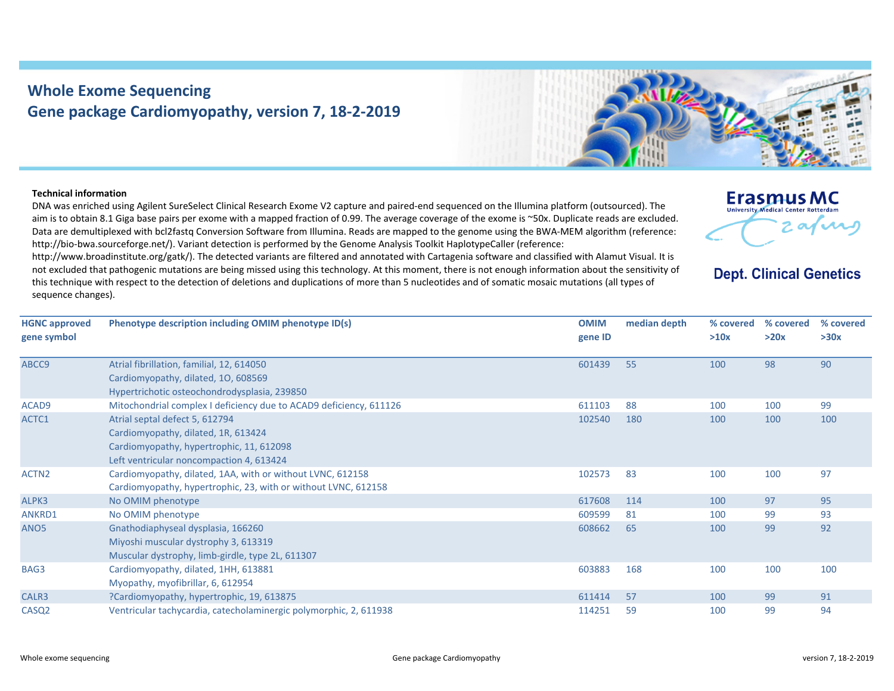# Whole Exome Sequencing
# Gene package Cardiomyopathy, version 7, 18-2-2019

**Technical information**

DNA was enriched using Agilent SureSelect Clinical Research Exome V2 capture and paired-end sequenced on the Illumina platform (outsourced). The aim is to obtain 8.1 Giga base pairs per exome with a mapped fraction of 0.99. The average coverage of the exome is ~50x. Duplicate reads are excluded. Data are demultiplexed with bcl2fastq Conversion Software from Illumina. Reads are mapped to the genome using the BWA-MEM algorithm (reference: http://bio-bwa.sourceforge.net/). Variant detection is performed by the Genome Analysis Toolkit HaplotypeCaller (reference: http://www.broadinstitute.org/gatk/). The detected variants are filtered and annotated with Cartagenia software and classified with Alamut Visual. It is not excluded that pathogenic mutations are being missed using this technology. At this moment, there is not enough information about the sensitivity of this technique with respect to the detection of deletions and duplications of more than 5 nucleotides and of somatic mosaic mutations (all types of sequence changes).

| HGNC approved gene symbol | Phenotype description including OMIM phenotype ID(s) | OMIM gene ID | median depth | % covered >10x | % covered >20x | % covered >30x |
|---|---|---|---|---|---|---|
| ABCC9 | Atrial fibrillation, familial, 12, 614050<br>Cardiomyopathy, dilated, 1O, 608569<br>Hypertrichotic osteochondrodysplasia, 239850 | 601439 | 55 | 100 | 98 | 90 |
| ACAD9 | Mitochondrial complex I deficiency due to ACAD9 deficiency, 611126 | 611103 | 88 | 100 | 100 | 99 |
| ACTC1 | Atrial septal defect 5, 612794<br>Cardiomyopathy, dilated, 1R, 613424<br>Cardiomyopathy, hypertrophic, 11, 612098<br>Left ventricular noncompaction 4, 613424 | 102540 | 180 | 100 | 100 | 100 |
| ACTN2 | Cardiomyopathy, dilated, 1AA, with or without LVNC, 612158<br>Cardiomyopathy, hypertrophic, 23, with or without LVNC, 612158 | 102573 | 83 | 100 | 100 | 97 |
| ALPK3 | No OMIM phenotype | 617608 | 114 | 100 | 97 | 95 |
| ANKRD1 | No OMIM phenotype | 609599 | 81 | 100 | 99 | 93 |
| ANO5 | Gnathodiaphyseal dysplasia, 166260<br>Miyoshi muscular dystrophy 3, 613319<br>Muscular dystrophy, limb-girdle, type 2L, 611307 | 608662 | 65 | 100 | 99 | 92 |
| BAG3 | Cardiomyopathy, dilated, 1HH, 613881<br>Myopathy, myofibrillar, 6, 612954 | 603883 | 168 | 100 | 100 | 100 |
| CALR3 | ?Cardiomyopathy, hypertrophic, 19, 613875 | 611414 | 57 | 100 | 99 | 91 |
| CASQ2 | Ventricular tachycardia, catecholaminergic polymorphic, 2, 611938 | 114251 | 59 | 100 | 99 | 94 |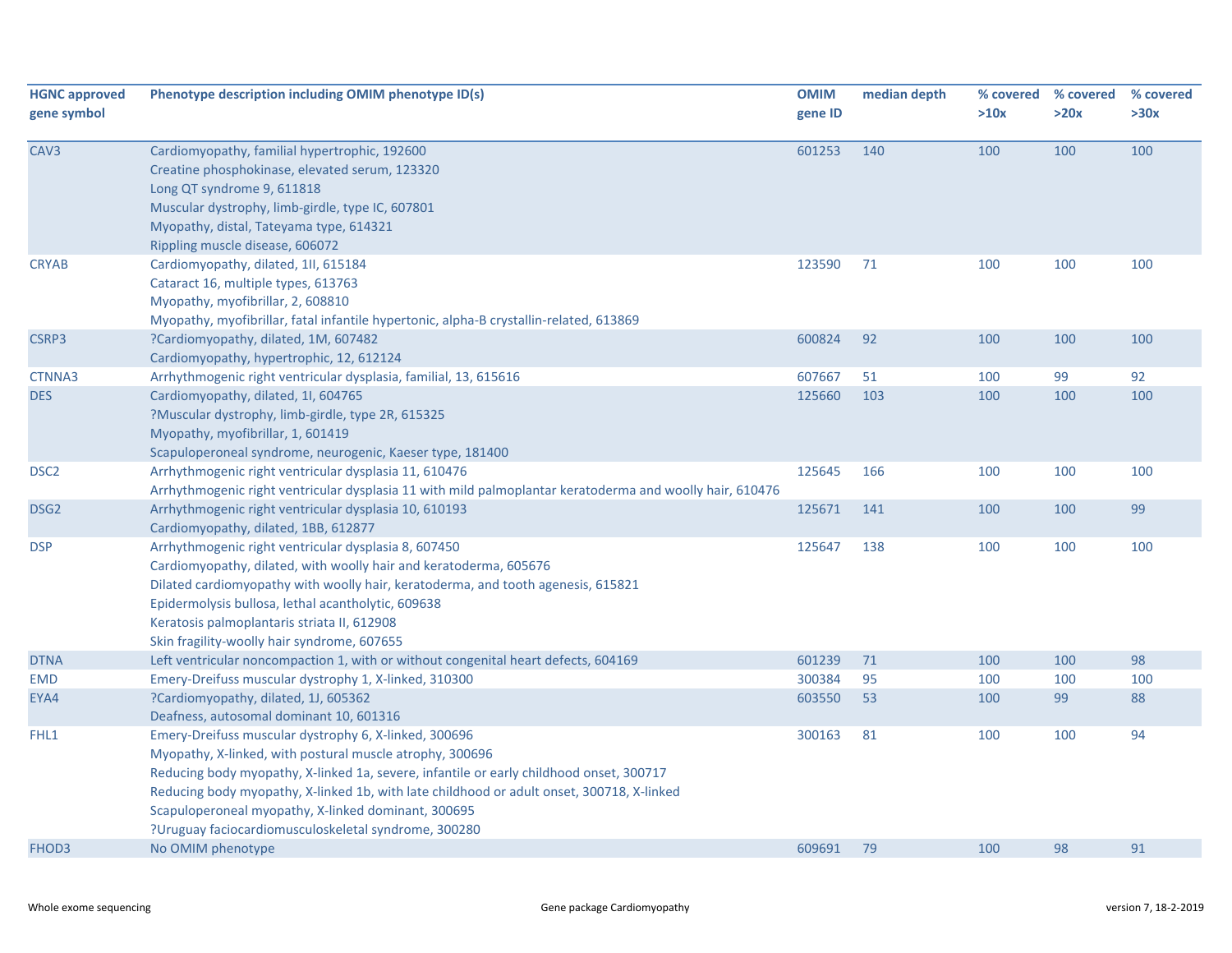| HGNC approved gene symbol | Phenotype description including OMIM phenotype ID(s) | OMIM gene ID | median depth | % covered >10x | % covered >20x | % covered >30x |
|---|---|---|---|---|---|---|
| CAV3 | Cardiomyopathy, familial hypertrophic, 192600<br>Creatine phosphokinase, elevated serum, 123320<br>Long QT syndrome 9, 611818<br>Muscular dystrophy, limb-girdle, type IC, 607801<br>Myopathy, distal, Tateyama type, 614321<br>Rippling muscle disease, 606072 | 601253 | 140 | 100 | 100 | 100 |
| CRYAB | Cardiomyopathy, dilated, 1II, 615184<br>Cataract 16, multiple types, 613763<br>Myopathy, myofibrillar, 2, 608810<br>Myopathy, myofibrillar, fatal infantile hypertonic, alpha-B crystallin-related, 613869 | 123590 | 71 | 100 | 100 | 100 |
| CSRP3 | ?Cardiomyopathy, dilated, 1M, 607482<br>Cardiomyopathy, hypertrophic, 12, 612124 | 600824 | 92 | 100 | 100 | 100 |
| CTNNA3 | Arrhythmogenic right ventricular dysplasia, familial, 13, 615616 | 607667 | 51 | 100 | 99 | 92 |
| DES | Cardiomyopathy, dilated, 1I, 604765<br>?Muscular dystrophy, limb-girdle, type 2R, 615325<br>Myopathy, myofibrillar, 1, 601419<br>Scapuloperoneal syndrome, neurogenic, Kaeser type, 181400 | 125660 | 103 | 100 | 100 | 100 |
| DSC2 | Arrhythmogenic right ventricular dysplasia 11, 610476<br>Arrhythmogenic right ventricular dysplasia 11 with mild palmoplantar keratoderma and woolly hair, 610476 | 125645 | 166 | 100 | 100 | 100 |
| DSG2 | Arrhythmogenic right ventricular dysplasia 10, 610193<br>Cardiomyopathy, dilated, 1BB, 612877 | 125671 | 141 | 100 | 100 | 99 |
| DSP | Arrhythmogenic right ventricular dysplasia 8, 607450<br>Cardiomyopathy, dilated, with woolly hair and keratoderma, 605676<br>Dilated cardiomyopathy with woolly hair, keratoderma, and tooth agenesis, 615821<br>Epidermolysis bullosa, lethal acantholytic, 609638<br>Keratosis palmoplantaris striata II, 612908<br>Skin fragility-woolly hair syndrome, 607655 | 125647 | 138 | 100 | 100 | 100 |
| DTNA | Left ventricular noncompaction 1, with or without congenital heart defects, 604169 | 601239 | 71 | 100 | 100 | 98 |
| EMD | Emery-Dreifuss muscular dystrophy 1, X-linked, 310300 | 300384 | 95 | 100 | 100 | 100 |
| EYA4 | ?Cardiomyopathy, dilated, 1J, 605362<br>Deafness, autosomal dominant 10, 601316 | 603550 | 53 | 100 | 99 | 88 |
| FHL1 | Emery-Dreifuss muscular dystrophy 6, X-linked, 300696<br>Myopathy, X-linked, with postural muscle atrophy, 300696<br>Reducing body myopathy, X-linked 1a, severe, infantile or early childhood onset, 300717<br>Reducing body myopathy, X-linked 1b, with late childhood or adult onset, 300718, X-linked<br>Scapuloperoneal myopathy, X-linked dominant, 300695<br>?Uruguay faciocardiomusculoskeletal syndrome, 300280 | 300163 | 81 | 100 | 100 | 94 |
| FHOD3 | No OMIM phenotype | 609691 | 79 | 100 | 98 | 91 |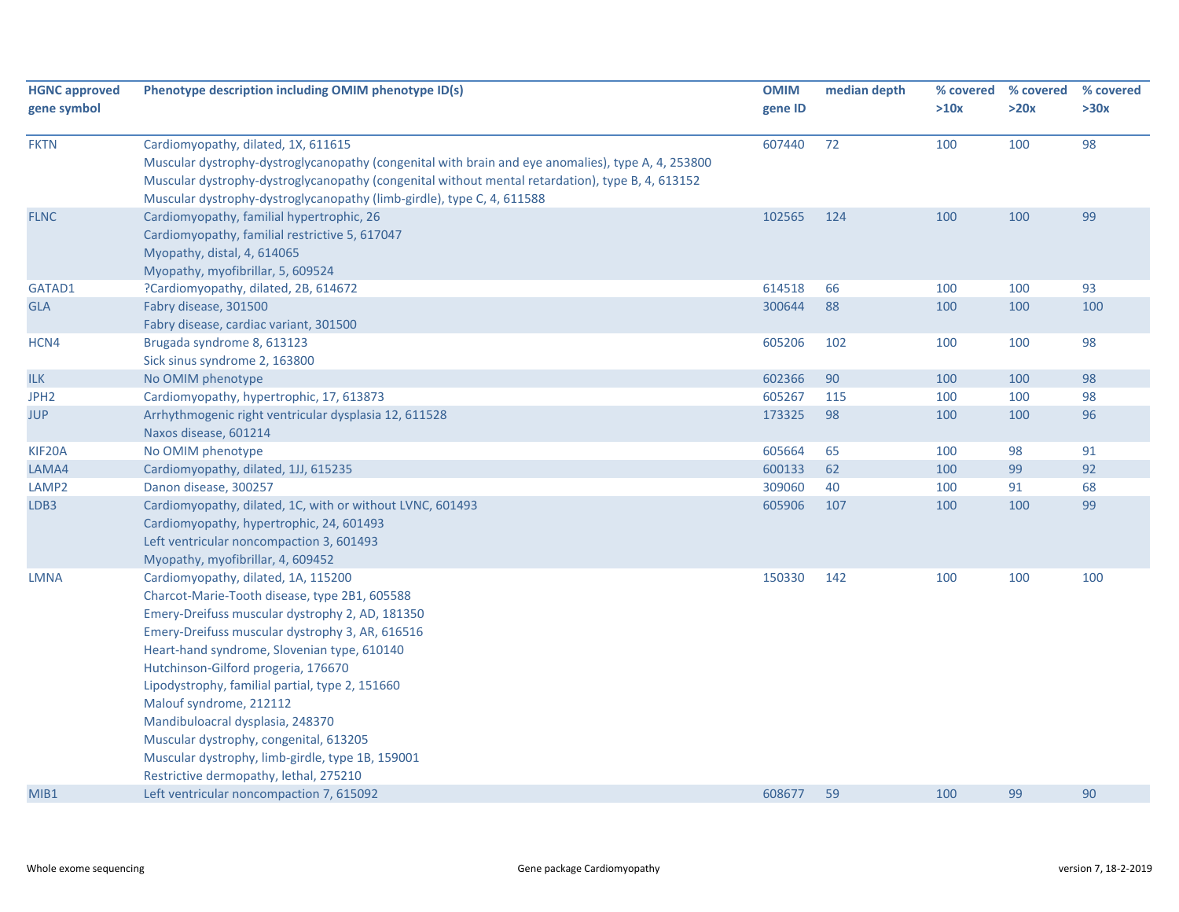| HGNC approved gene symbol | Phenotype description including OMIM phenotype ID(s) | OMIM gene ID | median depth | % covered >10x | % covered >20x | % covered >30x |
|---|---|---|---|---|---|---|
| FKTN | Cardiomyopathy, dilated, 1X, 611615<br>Muscular dystrophy-dystroglycanopathy (congenital with brain and eye anomalies), type A, 4, 253800<br>Muscular dystrophy-dystroglycanopathy (congenital without mental retardation), type B, 4, 613152<br>Muscular dystrophy-dystroglycanopathy (limb-girdle), type C, 4, 611588 | 607440 | 72 | 100 | 100 | 98 |
| FLNC | Cardiomyopathy, familial hypertrophic, 26<br>Cardiomyopathy, familial restrictive 5, 617047<br>Myopathy, distal, 4, 614065<br>Myopathy, myofibrillar, 5, 609524 | 102565 | 124 | 100 | 100 | 99 |
| GATAD1 | ?Cardiomyopathy, dilated, 2B, 614672 | 614518 | 66 | 100 | 100 | 93 |
| GLA | Fabry disease, 301500<br>Fabry disease, cardiac variant, 301500 | 300644 | 88 | 100 | 100 | 100 |
| HCN4 | Brugada syndrome 8, 613123<br>Sick sinus syndrome 2, 163800 | 605206 | 102 | 100 | 100 | 98 |
| ILK | No OMIM phenotype | 602366 | 90 | 100 | 100 | 98 |
| JPH2 | Cardiomyopathy, hypertrophic, 17, 613873 | 605267 | 115 | 100 | 100 | 98 |
| JUP | Arrhythmogenic right ventricular dysplasia 12, 611528<br>Naxos disease, 601214 | 173325 | 98 | 100 | 100 | 96 |
| KIF20A | No OMIM phenotype | 605664 | 65 | 100 | 98 | 91 |
| LAMA4 | Cardiomyopathy, dilated, 1JJ, 615235 | 600133 | 62 | 100 | 99 | 92 |
| LAMP2 | Danon disease, 300257 | 309060 | 40 | 100 | 91 | 68 |
| LDB3 | Cardiomyopathy, dilated, 1C, with or without LVNC, 601493<br>Cardiomyopathy, hypertrophic, 24, 601493<br>Left ventricular noncompaction 3, 601493<br>Myopathy, myofibrillar, 4, 609452 | 605906 | 107 | 100 | 100 | 99 |
| LMNA | Cardiomyopathy, dilated, 1A, 115200<br>Charcot-Marie-Tooth disease, type 2B1, 605588<br>Emery-Dreifuss muscular dystrophy 2, AD, 181350<br>Emery-Dreifuss muscular dystrophy 3, AR, 616516<br>Heart-hand syndrome, Slovenian type, 610140<br>Hutchinson-Gilford progeria, 176670<br>Lipodystrophy, familial partial, type 2, 151660<br>Malouf syndrome, 212112<br>Mandibuloacral dysplasia, 248370<br>Muscular dystrophy, congenital, 613205<br>Muscular dystrophy, limb-girdle, type 1B, 159001<br>Restrictive dermopathy, lethal, 275210 | 150330 | 142 | 100 | 100 | 100 |
| MIB1 | Left ventricular noncompaction 7, 615092 | 608677 | 59 | 100 | 99 | 90 |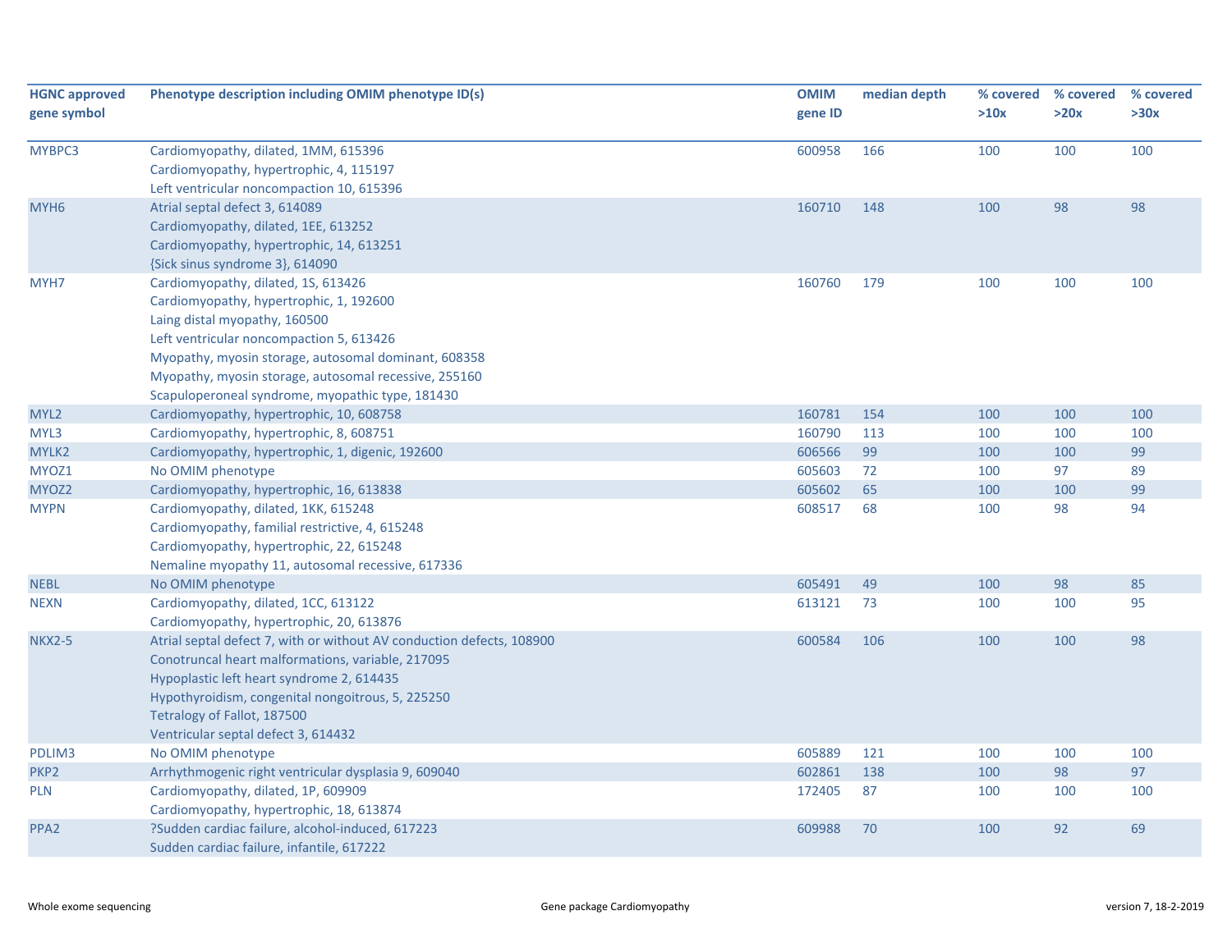| HGNC approved gene symbol | Phenotype description including OMIM phenotype ID(s) | OMIM gene ID | median depth | % covered >10x | % covered >20x | % covered >30x |
|---|---|---|---|---|---|---|
| MYBPC3 | Cardiomyopathy, dilated, 1MM, 615396<br>Cardiomyopathy, hypertrophic, 4, 115197<br>Left ventricular noncompaction 10, 615396 | 600958 | 166 | 100 | 100 | 100 |
| MYH6 | Atrial septal defect 3, 614089<br>Cardiomyopathy, dilated, 1EE, 613252<br>Cardiomyopathy, hypertrophic, 14, 613251<br>{Sick sinus syndrome 3}, 614090 | 160710 | 148 | 100 | 98 | 98 |
| MYH7 | Cardiomyopathy, dilated, 1S, 613426<br>Cardiomyopathy, hypertrophic, 1, 192600<br>Laing distal myopathy, 160500<br>Left ventricular noncompaction 5, 613426<br>Myopathy, myosin storage, autosomal dominant, 608358<br>Myopathy, myosin storage, autosomal recessive, 255160<br>Scapuloperoneal syndrome, myopathic type, 181430 | 160760 | 179 | 100 | 100 | 100 |
| MYL2 | Cardiomyopathy, hypertrophic, 10, 608758 | 160781 | 154 | 100 | 100 | 100 |
| MYL3 | Cardiomyopathy, hypertrophic, 8, 608751 | 160790 | 113 | 100 | 100 | 100 |
| MYLK2 | Cardiomyopathy, hypertrophic, 1, digenic, 192600 | 606566 | 99 | 100 | 100 | 99 |
| MYOZ1 | No OMIM phenotype | 605603 | 72 | 100 | 97 | 89 |
| MYOZ2 | Cardiomyopathy, hypertrophic, 16, 613838 | 605602 | 65 | 100 | 100 | 99 |
| MYPN | Cardiomyopathy, dilated, 1KK, 615248<br>Cardiomyopathy, familial restrictive, 4, 615248<br>Cardiomyopathy, hypertrophic, 22, 615248<br>Nemaline myopathy 11, autosomal recessive, 617336 | 608517 | 68 | 100 | 98 | 94 |
| NEBL | No OMIM phenotype | 605491 | 49 | 100 | 98 | 85 |
| NEXN | Cardiomyopathy, dilated, 1CC, 613122<br>Cardiomyopathy, hypertrophic, 20, 613876 | 613121 | 73 | 100 | 100 | 95 |
| NKX2-5 | Atrial septal defect 7, with or without AV conduction defects, 108900<br>Conotruncal heart malformations, variable, 217095<br>Hypoplastic left heart syndrome 2, 614435<br>Hypothyroidism, congenital nongoitrous, 5, 225250<br>Tetralogy of Fallot, 187500<br>Ventricular septal defect 3, 614432 | 600584 | 106 | 100 | 100 | 98 |
| PDLIM3 | No OMIM phenotype | 605889 | 121 | 100 | 100 | 100 |
| PKP2 | Arrhythmogenic right ventricular dysplasia 9, 609040 | 602861 | 138 | 100 | 98 | 97 |
| PLN | Cardiomyopathy, dilated, 1P, 609909<br>Cardiomyopathy, hypertrophic, 18, 613874 | 172405 | 87 | 100 | 100 | 100 |
| PPA2 | ?Sudden cardiac failure, alcohol-induced, 617223<br>Sudden cardiac failure, infantile, 617222 | 609988 | 70 | 100 | 92 | 69 |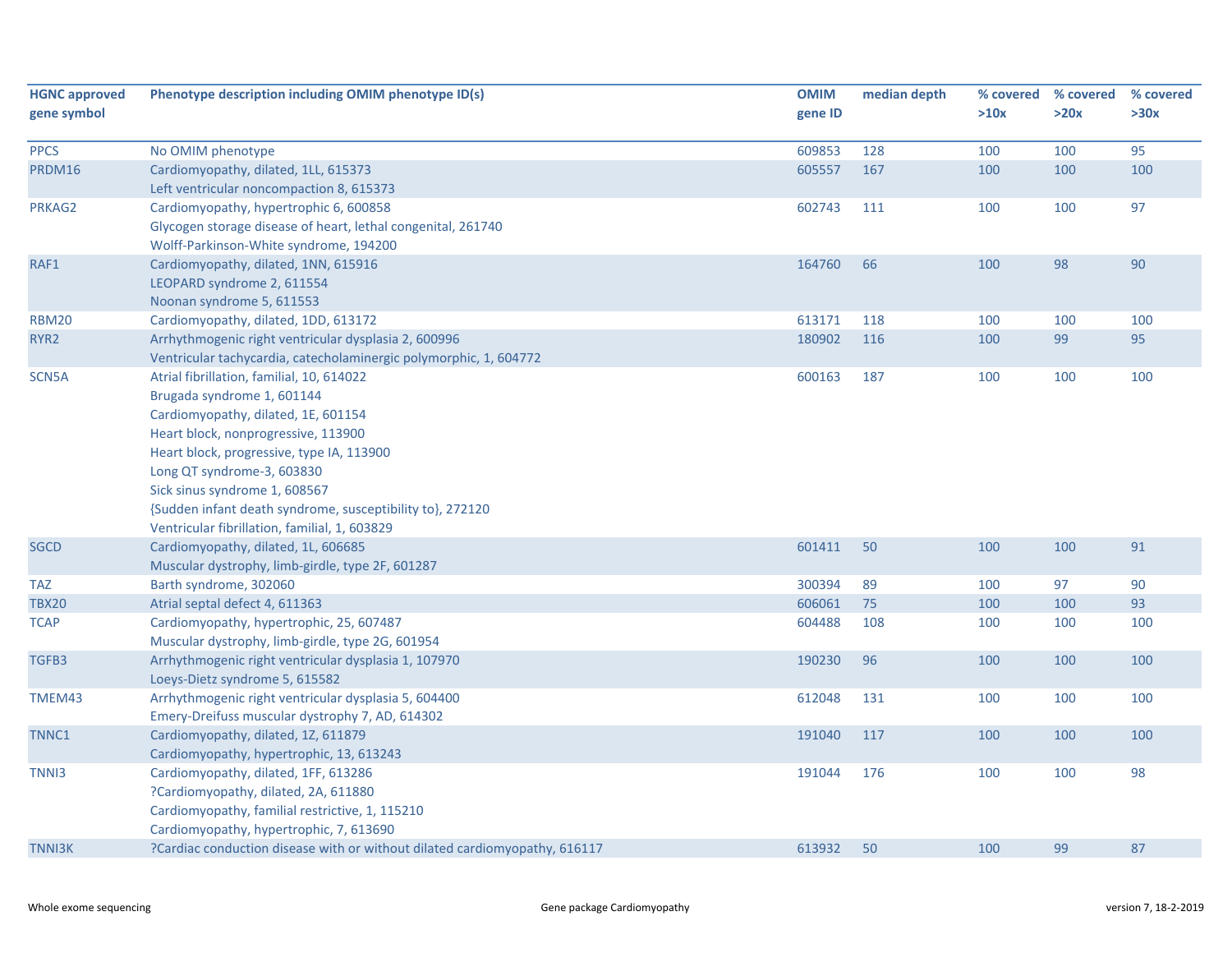| HGNC approved gene symbol | Phenotype description including OMIM phenotype ID(s) | OMIM gene ID | median depth | % covered >10x | % covered >20x | % covered >30x |
|---|---|---|---|---|---|---|
| PPCS | No OMIM phenotype | 609853 | 128 | 100 | 100 | 95 |
| PRDM16 | Cardiomyopathy, dilated, 1LL, 615373<br>Left ventricular noncompaction 8, 615373 | 605557 | 167 | 100 | 100 | 100 |
| PRKAG2 | Cardiomyopathy, hypertrophic 6, 600858<br>Glycogen storage disease of heart, lethal congenital, 261740<br>Wolff-Parkinson-White syndrome, 194200 | 602743 | 111 | 100 | 100 | 97 |
| RAF1 | Cardiomyopathy, dilated, 1NN, 615916<br>LEOPARD syndrome 2, 611554<br>Noonan syndrome 5, 611553 | 164760 | 66 | 100 | 98 | 90 |
| RBM20 | Cardiomyopathy, dilated, 1DD, 613172 | 613171 | 118 | 100 | 100 | 100 |
| RYR2 | Arrhythmogenic right ventricular dysplasia 2, 600996<br>Ventricular tachycardia, catecholaminergic polymorphic, 1, 604772 | 180902 | 116 | 100 | 99 | 95 |
| SCN5A | Atrial fibrillation, familial, 10, 614022<br>Brugada syndrome 1, 601144<br>Cardiomyopathy, dilated, 1E, 601154<br>Heart block, nonprogressive, 113900<br>Heart block, progressive, type IA, 113900<br>Long QT syndrome-3, 603830<br>Sick sinus syndrome 1, 608567<br>{Sudden infant death syndrome, susceptibility to}, 272120<br>Ventricular fibrillation, familial, 1, 603829 | 600163 | 187 | 100 | 100 | 100 |
| SGCD | Cardiomyopathy, dilated, 1L, 606685<br>Muscular dystrophy, limb-girdle, type 2F, 601287 | 601411 | 50 | 100 | 100 | 91 |
| TAZ | Barth syndrome, 302060 | 300394 | 89 | 100 | 97 | 90 |
| TBX20 | Atrial septal defect 4, 611363 | 606061 | 75 | 100 | 100 | 93 |
| TCAP | Cardiomyopathy, hypertrophic, 25, 607487<br>Muscular dystrophy, limb-girdle, type 2G, 601954 | 604488 | 108 | 100 | 100 | 100 |
| TGFB3 | Arrhythmogenic right ventricular dysplasia 1, 107970<br>Loeys-Dietz syndrome 5, 615582 | 190230 | 96 | 100 | 100 | 100 |
| TMEM43 | Arrhythmogenic right ventricular dysplasia 5, 604400<br>Emery-Dreifuss muscular dystrophy 7, AD, 614302 | 612048 | 131 | 100 | 100 | 100 |
| TNNC1 | Cardiomyopathy, dilated, 1Z, 611879<br>Cardiomyopathy, hypertrophic, 13, 613243 | 191040 | 117 | 100 | 100 | 100 |
| TNNI3 | Cardiomyopathy, dilated, 1FF, 613286<br>?Cardiomyopathy, dilated, 2A, 611880<br>Cardiomyopathy, familial restrictive, 1, 115210<br>Cardiomyopathy, hypertrophic, 7, 613690 | 191044 | 176 | 100 | 100 | 98 |
| TNNI3K | ?Cardiac conduction disease with or without dilated cardiomyopathy, 616117 | 613932 | 50 | 100 | 99 | 87 |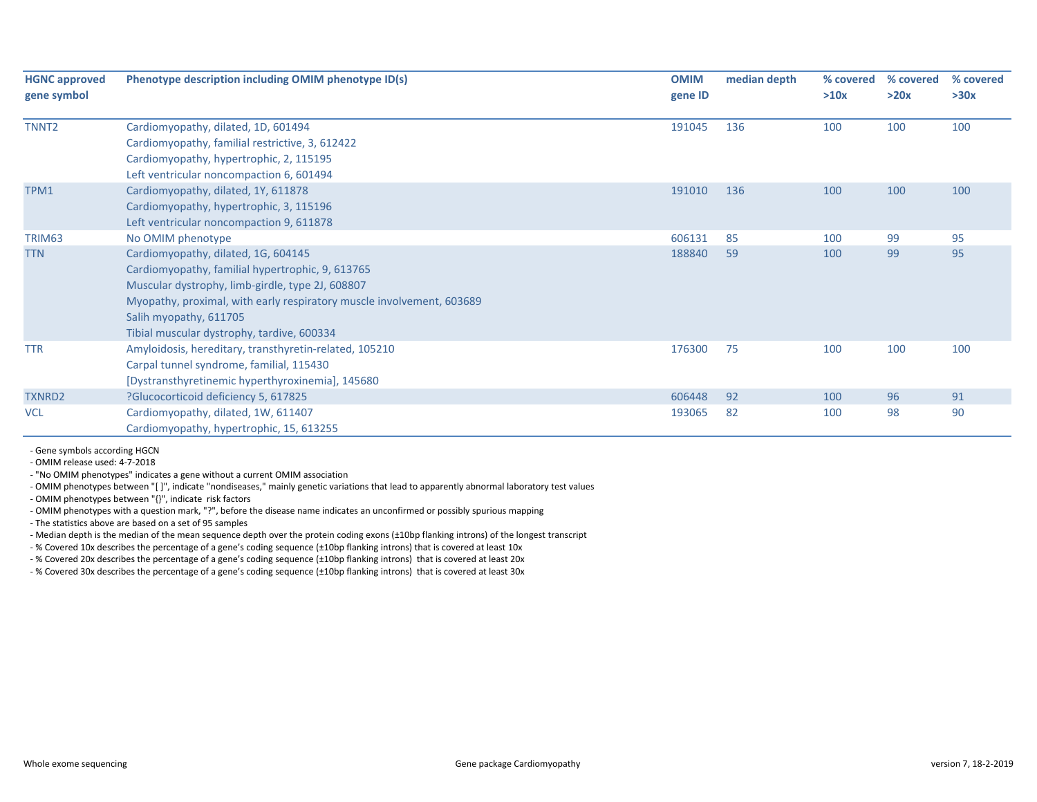| HGNC approved gene symbol | Phenotype description including OMIM phenotype ID(s) | OMIM gene ID | median depth | % covered >10x | % covered >20x | % covered >30x |
|---|---|---|---|---|---|---|
| TNNT2 | Cardiomyopathy, dilated, 1D, 601494<br>Cardiomyopathy, familial restrictive, 3, 612422<br>Cardiomyopathy, hypertrophic, 2, 115195<br>Left ventricular noncompaction 6, 601494 | 191045 | 136 | 100 | 100 | 100 |
| TPM1 | Cardiomyopathy, dilated, 1Y, 611878<br>Cardiomyopathy, hypertrophic, 3, 115196<br>Left ventricular noncompaction 9, 611878 | 191010 | 136 | 100 | 100 | 100 |
| TRIM63 | No OMIM phenotype | 606131 | 85 | 100 | 99 | 95 |
| TTN | Cardiomyopathy, dilated, 1G, 604145<br>Cardiomyopathy, familial hypertrophic, 9, 613765<br>Muscular dystrophy, limb-girdle, type 2J, 608807<br>Myopathy, proximal, with early respiratory muscle involvement, 603689<br>Salih myopathy, 611705<br>Tibial muscular dystrophy, tardive, 600334 | 188840 | 59 | 100 | 99 | 95 |
| TTR | Amyloidosis, hereditary, transthyretin-related, 105210<br>Carpal tunnel syndrome, familial, 115430<br>[Dystransthyretinemic hyperthyroxinemia], 145680 | 176300 | 75 | 100 | 100 | 100 |
| TXNRD2 | ?Glucocorticoid deficiency 5, 617825 | 606448 | 92 | 100 | 96 | 91 |
| VCL | Cardiomyopathy, dilated, 1W, 611407<br>Cardiomyopathy, hypertrophic, 15, 613255 | 193065 | 82 | 100 | 98 | 90 |

- Gene symbols according HGCN
- OMIM release used: 4-7-2018
- "No OMIM phenotypes" indicates a gene without a current OMIM association
- OMIM phenotypes between "[ ]", indicate "nondiseases," mainly genetic variations that lead to apparently abnormal laboratory test values
- OMIM phenotypes between "{}", indicate risk factors
- OMIM phenotypes with a question mark, "?", before the disease name indicates an unconfirmed or possibly spurious mapping
- The statistics above are based on a set of 95 samples
- Median depth is the median of the mean sequence depth over the protein coding exons (±10bp flanking introns) of the longest transcript
- % Covered 10x describes the percentage of a gene's coding sequence (±10bp flanking introns) that is covered at least 10x
- % Covered 20x describes the percentage of a gene's coding sequence (±10bp flanking introns) that is covered at least 20x
- % Covered 30x describes the percentage of a gene's coding sequence (±10bp flanking introns) that is covered at least 30x